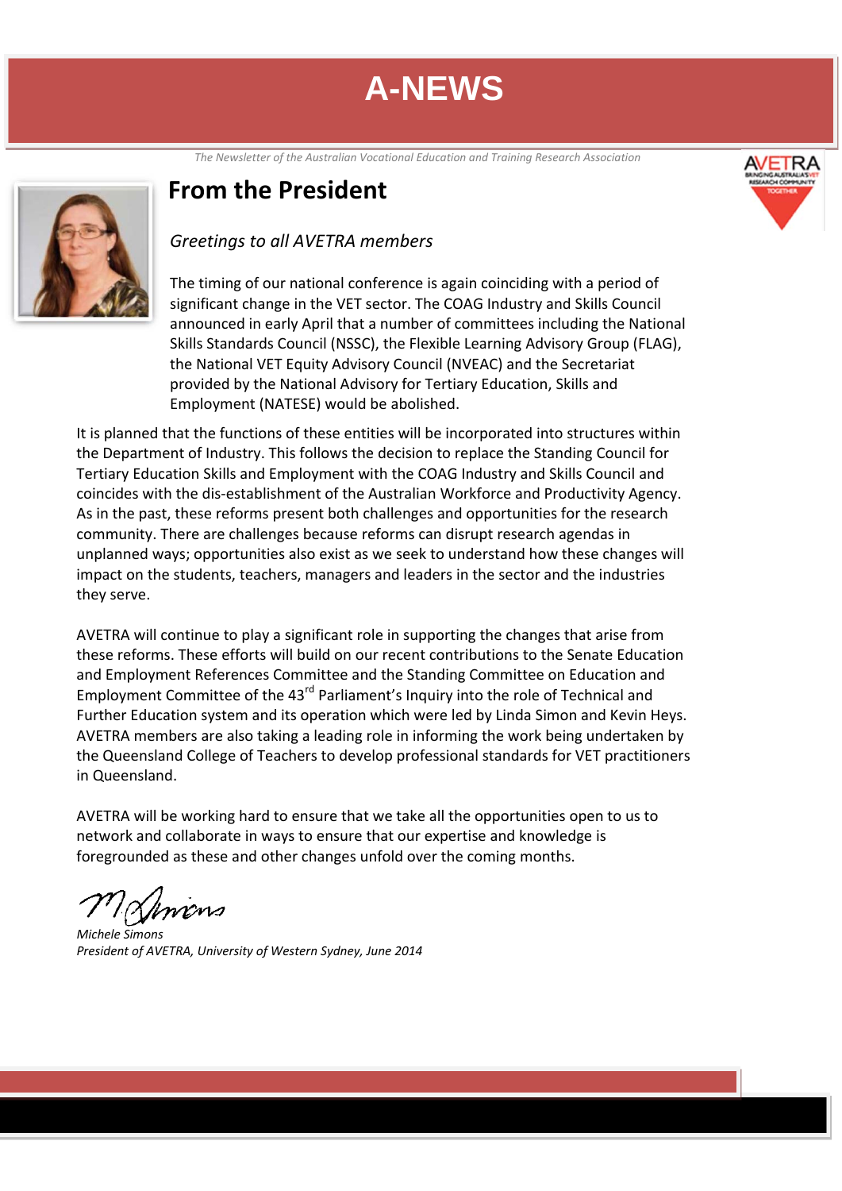# A-NEWS

*The Newsletter of the Australian Vocational Education and Training Research Association*

## From the President

*Greetings to all AVETRA members*

The timing of our national conference is again coinciding with a period of significant change in the VET sector. The COAG Industry and Skills Council announced in early April that a number of committees including the National Skills Standards Council (NSSC), the Flexible Learning Advisory Group (FLAG), the National VET Equity Advisory Council (NVEAC) and the Secretariat provided by the National Advisory for Tertiary Education, Skills and Employment (NATESE) would be abolished.

It is planned that the functions of these entities will be incorporated into structures within the Department of Industry. This follows the decision to replace the Standing Council for Tertiary Education Skills and Employment with the COAG Industry and Skills Council and coincides with the dis-establishment of the Australian Workforce and Productivity Agency. As in the past, these reforms present both challenges and opportunities for the research community. There are challenges because reforms can disrupt research agendas in unplanned ways; opportunities also exist as we seek to understand how these changes will impact on the students, teachers, managers and leaders in the sector and the industries they serve.

AVETRA will continue to play a significant role in supporting the changes that arise from these reforms. These efforts will build on our recent contributions to the Senate Education and Employment References Committee and the Standing Committee on Education and Employment Committee of the 43rd Parliament's Inquiry into the role of Technical and Further Education system and its operation which were led by Linda Simon and Kevin Heys. AVETRA members are also taking a leading role in informing the work being undertaken by the Queensland College of Teachers to develop professional standards for VET practitioners in Queensland.

AVETRA will be working hard to ensure that we take all the opportunities open to us to network and collaborate in ways to ensure that our expertise and knowledge is foregrounded as these and other changes unfold over the coming months.

*Michele Simons*
*President of AVETRA, University of Western Sydney, June 2014*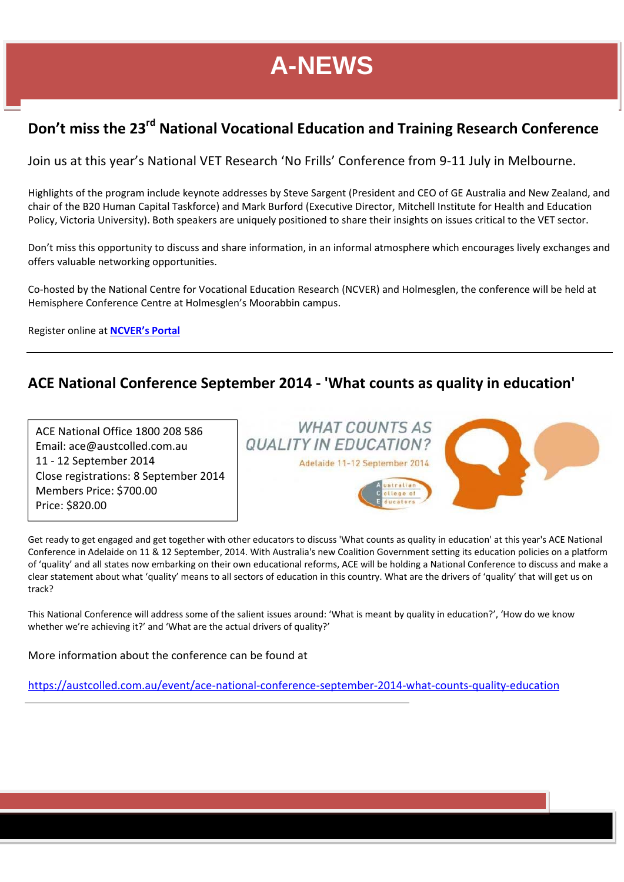# A-NEWS

## Don't miss the 23rd National Vocational Education and Training Research Conference

Join us at this year's National VET Research 'No Frills' Conference from 9-11 July in Melbourne.

Highlights of the program include keynote addresses by Steve Sargent (President and CEO of GE Australia and New Zealand, and chair of the B20 Human Capital Taskforce) and Mark Burford (Executive Director, Mitchell Institute for Health and Education Policy, Victoria University). Both speakers are uniquely positioned to share their insights on issues critical to the VET sector.

Don't miss this opportunity to discuss and share information, in an informal atmosphere which encourages lively exchanges and offers valuable networking opportunities.

Co-hosted by the National Centre for Vocational Education Research (NCVER) and Holmesglen, the conference will be held at Hemisphere Conference Centre at Holmesglen's Moorabbin campus.

Register online at **NCVER's Portal**

---

## ACE National Conference September 2014 - 'What counts as quality in education'

ACE National Office 1800 208 586
Email: ace@austcolled.com.au
11 - 12 September 2014
Close registrations: 8 September 2014
Members Price: $700.00
Price: $820.00

WHAT COUNTS AS QUALITY IN EDUCATION?
Adelaide 11-12 September 2014
Australian College of Educators

Get ready to get engaged and get together with other educators to discuss 'What counts as quality in education' at this year's ACE National Conference in Adelaide on 11 & 12 September, 2014. With Australia's new Coalition Government setting its education policies on a platform of 'quality' and all states now embarking on their own educational reforms, ACE will be holding a National Conference to discuss and make a clear statement about what 'quality' means to all sectors of education in this country. What are the drivers of 'quality' that will get us on track?

This National Conference will address some of the salient issues around: 'What is meant by quality in education?', 'How do we know whether we're achieving it?' and 'What are the actual drivers of quality?'

More information about the conference can be found at

https://austcolled.com.au/event/ace-national-conference-september-2014-what-counts-quality-education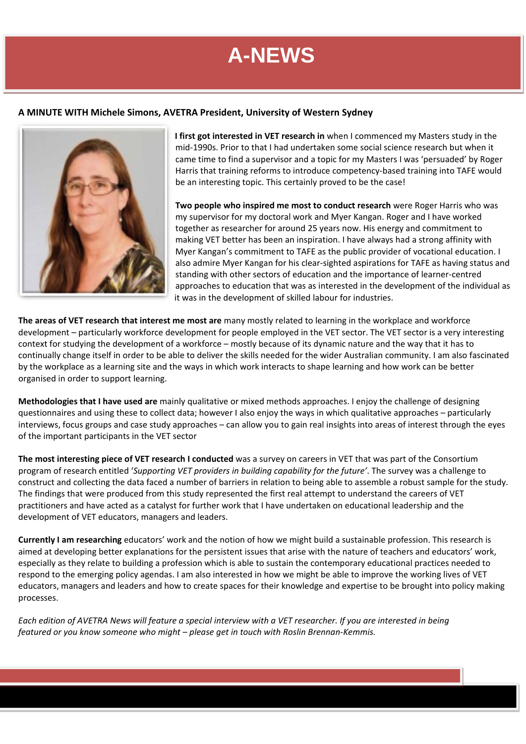# A-NEWS

## A MINUTE WITH Michele Simons, AVETRA President, University of Western Sydney

**I first got interested in VET research in** when I commenced my Masters study in the mid-1990s. Prior to that I had undertaken some social science research but when it came time to find a supervisor and a topic for my Masters I was 'persuaded' by Roger Harris that training reforms to introduce competency-based training into TAFE would be an interesting topic. This certainly proved to be the case!

**Two people who inspired me most to conduct research** were Roger Harris who was my supervisor for my doctoral work and Myer Kangan. Roger and I have worked together as researcher for around 25 years now. His energy and commitment to making VET better has been an inspiration. I have always had a strong affinity with Myer Kangan's commitment to TAFE as the public provider of vocational education. I also admire Myer Kangan for his clear-sighted aspirations for TAFE as having status and standing with other sectors of education and the importance of learner-centred approaches to education that was as interested in the development of the individual as it was in the development of skilled labour for industries.

**The areas of VET research that interest me most are** many mostly related to learning in the workplace and workforce development – particularly workforce development for people employed in the VET sector. The VET sector is a very interesting context for studying the development of a workforce – mostly because of its dynamic nature and the way that it has to continually change itself in order to be able to deliver the skills needed for the wider Australian community. I am also fascinated by the workplace as a learning site and the ways in which work interacts to shape learning and how work can be better organised in order to support learning.

**Methodologies that I have used are** mainly qualitative or mixed methods approaches. I enjoy the challenge of designing questionnaires and using these to collect data; however I also enjoy the ways in which qualitative approaches – particularly interviews, focus groups and case study approaches – can allow you to gain real insights into areas of interest through the eyes of the important participants in the VET sector

**The most interesting piece of VET research I conducted** was a survey on careers in VET that was part of the Consortium program of research entitled '*Supporting VET providers in building capability for the future*'. The survey was a challenge to construct and collecting the data faced a number of barriers in relation to being able to assemble a robust sample for the study. The findings that were produced from this study represented the first real attempt to understand the careers of VET practitioners and have acted as a catalyst for further work that I have undertaken on educational leadership and the development of VET educators, managers and leaders.

**Currently I am researching** educators' work and the notion of how we might build a sustainable profession. This research is aimed at developing better explanations for the persistent issues that arise with the nature of teachers and educators' work, especially as they relate to building a profession which is able to sustain the contemporary educational practices needed to respond to the emerging policy agendas. I am also interested in how we might be able to improve the working lives of VET educators, managers and leaders and how to create spaces for their knowledge and expertise to be brought into policy making processes.

*Each edition of AVETRA News will feature a special interview with a VET researcher. If you are interested in being featured or you know someone who might – please get in touch with Roslin Brennan-Kemmis.*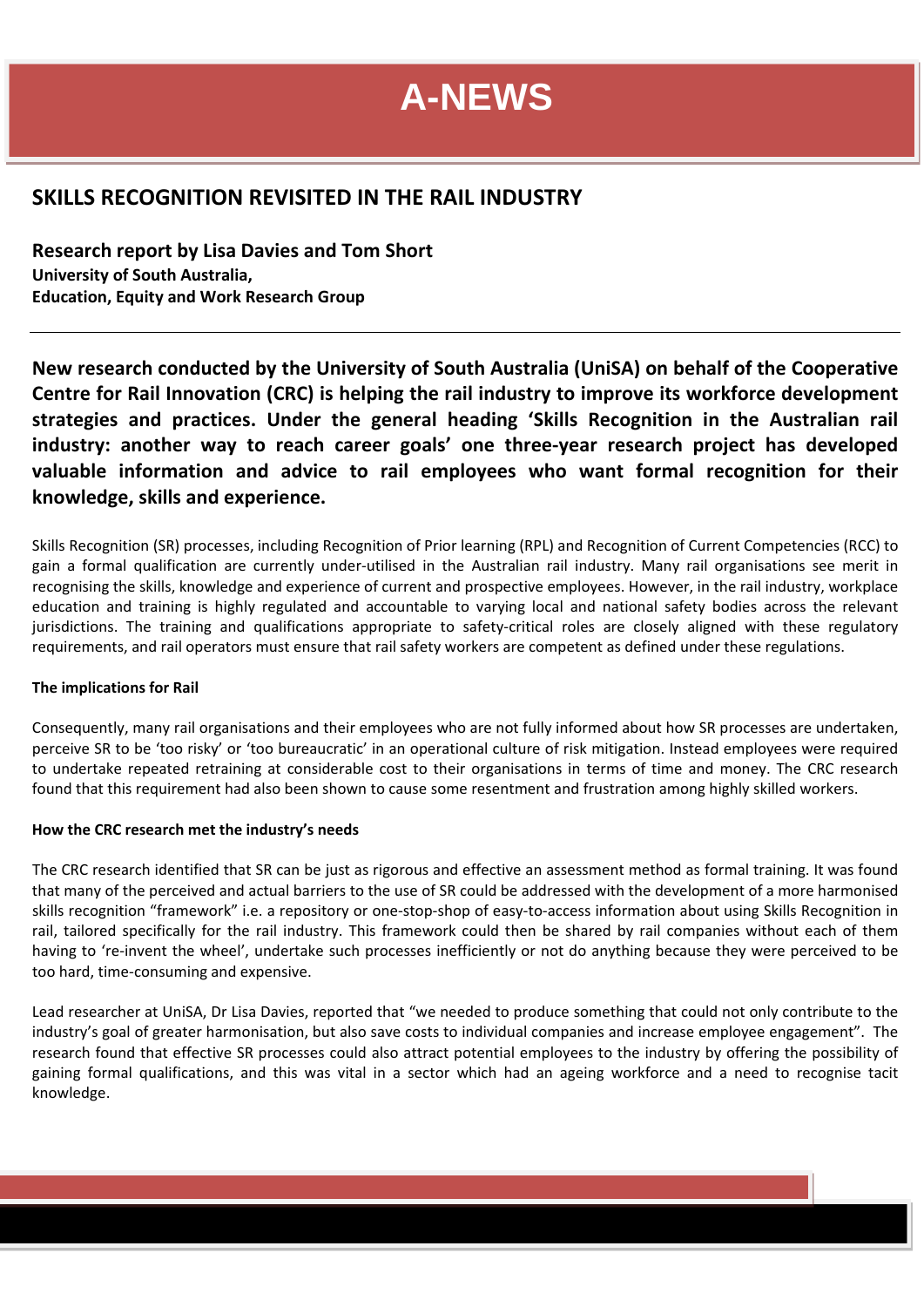# A-NEWS

## SKILLS RECOGNITION REVISITED IN THE RAIL INDUSTRY

**Research report by Lisa Davies and Tom Short**
**University of South Australia,**
**Education, Equity and Work Research Group**

---

**New research conducted by the University of South Australia (UniSA) on behalf of the Cooperative Centre for Rail Innovation (CRC) is helping the rail industry to improve its workforce development strategies and practices. Under the general heading 'Skills Recognition in the Australian rail industry: another way to reach career goals' one three-year research project has developed valuable information and advice to rail employees who want formal recognition for their knowledge, skills and experience.**

Skills Recognition (SR) processes, including Recognition of Prior learning (RPL) and Recognition of Current Competencies (RCC) to gain a formal qualification are currently under-utilised in the Australian rail industry. Many rail organisations see merit in recognising the skills, knowledge and experience of current and prospective employees. However, in the rail industry, workplace education and training is highly regulated and accountable to varying local and national safety bodies across the relevant jurisdictions. The training and qualifications appropriate to safety-critical roles are closely aligned with these regulatory requirements, and rail operators must ensure that rail safety workers are competent as defined under these regulations.

**The implications for Rail**

Consequently, many rail organisations and their employees who are not fully informed about how SR processes are undertaken, perceive SR to be 'too risky' or 'too bureaucratic' in an operational culture of risk mitigation. Instead employees were required to undertake repeated retraining at considerable cost to their organisations in terms of time and money. The CRC research found that this requirement had also been shown to cause some resentment and frustration among highly skilled workers.

**How the CRC research met the industry's needs**

The CRC research identified that SR can be just as rigorous and effective an assessment method as formal training. It was found that many of the perceived and actual barriers to the use of SR could be addressed with the development of a more harmonised skills recognition "framework" i.e. a repository or one-stop-shop of easy-to-access information about using Skills Recognition in rail, tailored specifically for the rail industry. This framework could then be shared by rail companies without each of them having to 're-invent the wheel', undertake such processes inefficiently or not do anything because they were perceived to be too hard, time-consuming and expensive.

Lead researcher at UniSA, Dr Lisa Davies, reported that "we needed to produce something that could not only contribute to the industry's goal of greater harmonisation, but also save costs to individual companies and increase employee engagement". The research found that effective SR processes could also attract potential employees to the industry by offering the possibility of gaining formal qualifications, and this was vital in a sector which had an ageing workforce and a need to recognise tacit knowledge.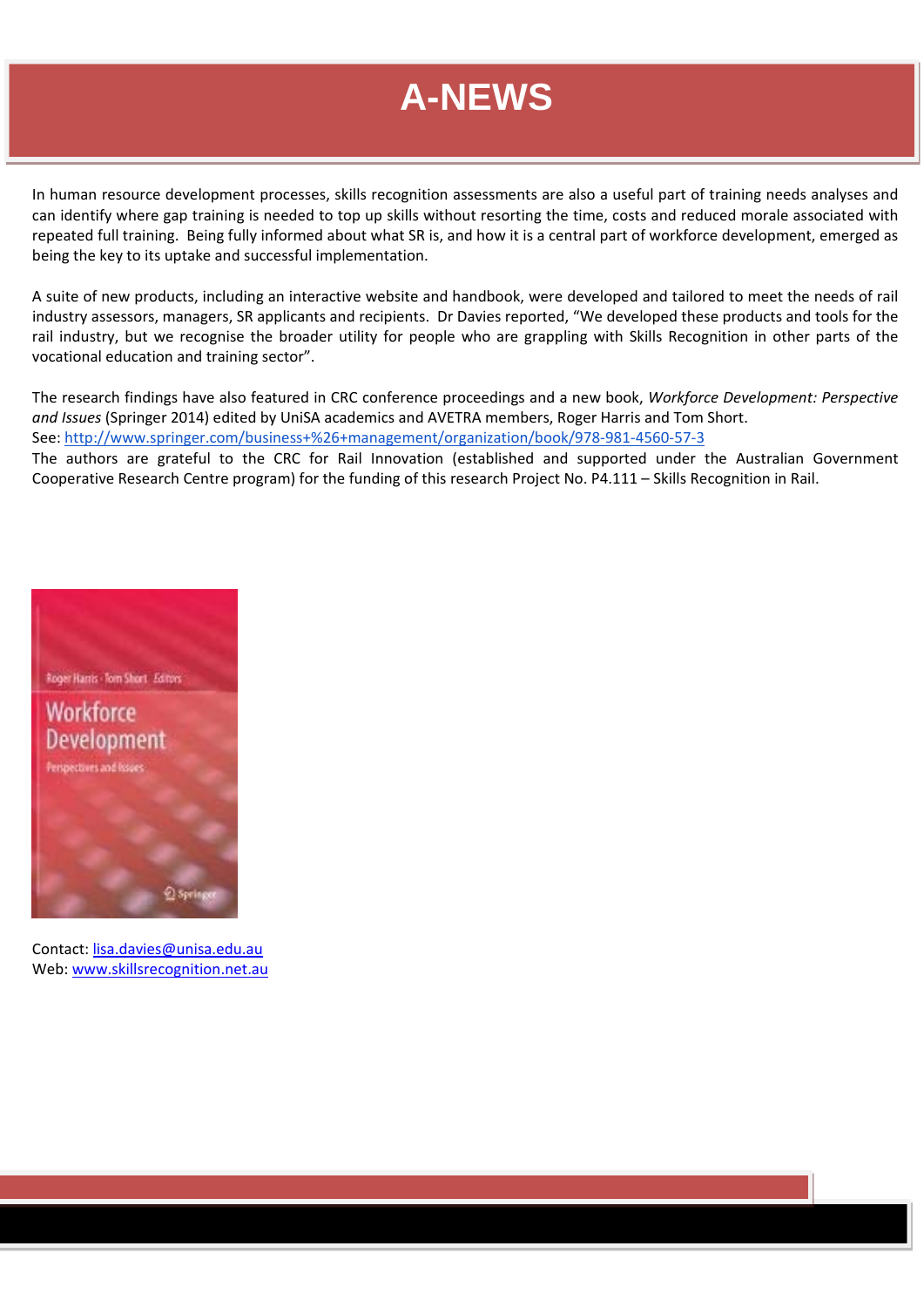# A-NEWS

In human resource development processes, skills recognition assessments are also a useful part of training needs analyses and can identify where gap training is needed to top up skills without resorting the time, costs and reduced morale associated with repeated full training. Being fully informed about what SR is, and how it is a central part of workforce development, emerged as being the key to its uptake and successful implementation.

A suite of new products, including an interactive website and handbook, were developed and tailored to meet the needs of rail industry assessors, managers, SR applicants and recipients. Dr Davies reported, "We developed these products and tools for the rail industry, but we recognise the broader utility for people who are grappling with Skills Recognition in other parts of the vocational education and training sector".

The research findings have also featured in CRC conference proceedings and a new book, *Workforce Development: Perspective and Issues* (Springer 2014) edited by UniSA academics and AVETRA members, Roger Harris and Tom Short.
See: http://www.springer.com/business+%26+management/organization/book/978-981-4560-57-3
The authors are grateful to the CRC for Rail Innovation (established and supported under the Australian Government Cooperative Research Centre program) for the funding of this research Project No. P4.111 – Skills Recognition in Rail.

Contact: lisa.davies@unisa.edu.au
Web: www.skillsrecognition.net.au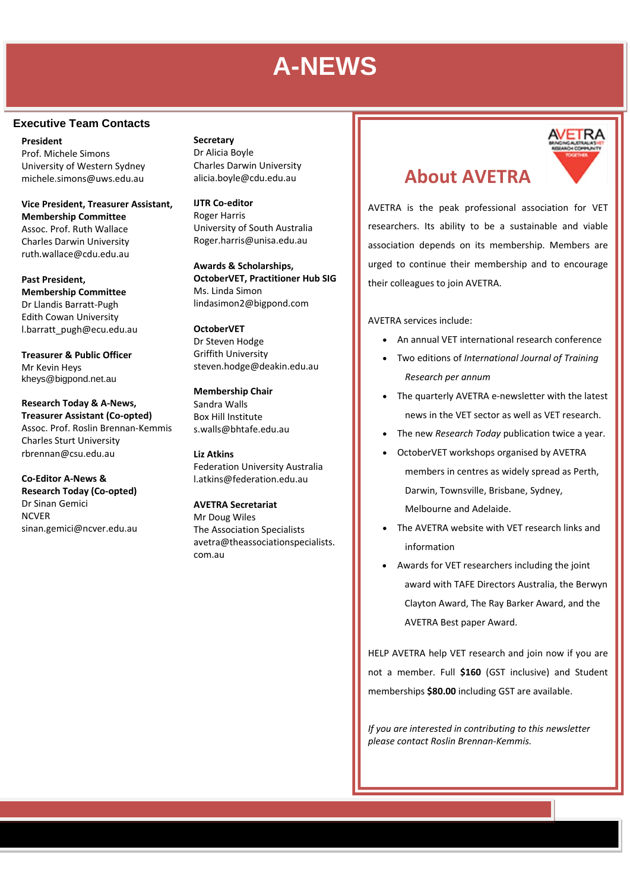# A-NEWS

## Executive Team Contacts

**President**
Prof. Michele Simons
University of Western Sydney
michele.simons@uws.edu.au

**Vice President, Treasurer Assistant, Membership Committee**
Assoc. Prof. Ruth Wallace
Charles Darwin University
ruth.wallace@cdu.edu.au

**Past President, Membership Committee**
Dr Llandis Barratt-Pugh
Edith Cowan University
l.barratt_pugh@ecu.edu.au

**Treasurer & Public Officer**
Mr Kevin Heys
kheys@bigpond.net.au

**Research Today & A-News, Treasurer Assistant (Co-opted)**
Assoc. Prof. Roslin Brennan-Kemmis
Charles Sturt University
rbrennan@csu.edu.au

**Co-Editor A-News & Research Today (Co-opted)**
Dr Sinan Gemici
NCVER
sinan.gemici@ncver.edu.au

**Secretary**
Dr Alicia Boyle
Charles Darwin University
alicia.boyle@cdu.edu.au

**IJTR Co-editor**
Roger Harris
University of South Australia
Roger.harris@unisa.edu.au

**Awards & Scholarships, OctoberVET, Practitioner Hub SIG**
Ms. Linda Simon
lindasimon2@bigpond.com

**OctoberVET**
Dr Steven Hodge
Griffith University
steven.hodge@deakin.edu.au

**Membership Chair**
Sandra Walls
Box Hill Institute
s.walls@bhtafe.edu.au

**Liz Atkins**
Federation University Australia
l.atkins@federation.edu.au

**AVETRA Secretariat**
Mr Doug Wiles
The Association Specialists
avetra@theassociationspecialists.com.au

## About AVETRA

AVETRA is the peak professional association for VET researchers. Its ability to be a sustainable and viable association depends on its membership. Members are urged to continue their membership and to encourage their colleagues to join AVETRA.

AVETRA services include:

- An annual VET international research conference
- Two editions of *International Journal of Training Research per annum*
- The quarterly AVETRA e-newsletter with the latest news in the VET sector as well as VET research.
- The new *Research Today* publication twice a year.
- OctoberVET workshops organised by AVETRA members in centres as widely spread as Perth, Darwin, Townsville, Brisbane, Sydney, Melbourne and Adelaide.
- The AVETRA website with VET research links and information
- Awards for VET researchers including the joint award with TAFE Directors Australia, the Berwyn Clayton Award, The Ray Barker Award, and the AVETRA Best paper Award.

HELP AVETRA help VET research and join now if you are not a member. Full **$160** (GST inclusive) and Student memberships **$80.00** including GST are available.

*If you are interested in contributing to this newsletter please contact Roslin Brennan-Kemmis.*